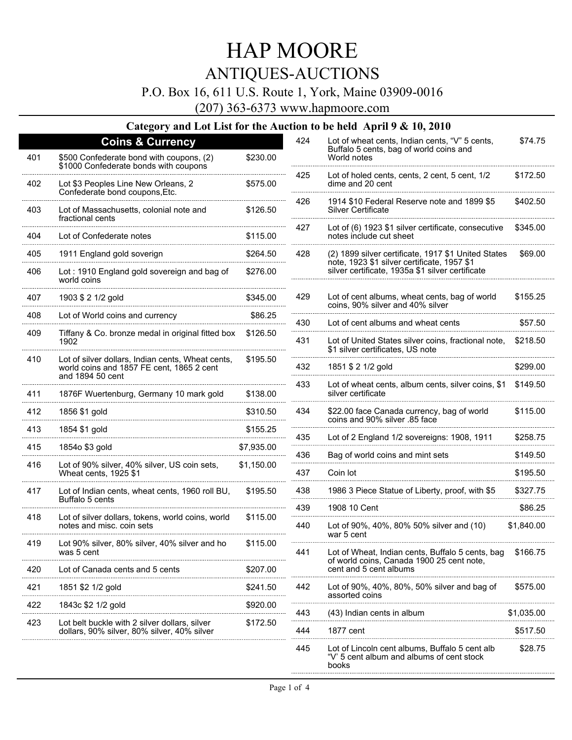# HAP MOORE

## ANTIQUES-AUCTIONS

P.O. Box 16, 611 U.S. Route 1, York, Maine 03909-0016

(207) 363-6373 www.hapmoore.com

### Category and Lot List for the Auction to be held April 9 & 10, 2010

## Coins & Currency

| | | |
|---|---|---|
| 401 | $500 Confederate bond with coupons, (2) $1000 Confederate bonds with coupons | $230.00 |
| 402 | Lot $3 Peoples Line New Orleans, 2 Confederate bond coupons,Etc. | $575.00 |
| 403 | Lot of Massachusetts, colonial note and fractional cents | $126.50 |
| 404 | Lot of Confederate notes | $115.00 |
| 405 | 1911 England gold soverign | $264.50 |
| 406 | Lot : 1910 England gold sovereign and bag of world coins | $276.00 |
| 407 | 1903 $ 2 1/2 gold | $345.00 |
| 408 | Lot of World coins and currency | $86.25 |
| 409 | Tiffany & Co. bronze medal in original fitted box 1902 | $126.50 |
| 410 | Lot of silver dollars, Indian cents, Wheat cents, world coins and 1857 FE cent, 1865 2 cent and 1894 50 cent | $195.50 |
| 411 | 1876F Wuertenburg, Germany 10 mark gold | $138.00 |
| 412 | 1856 $1 gold | $310.50 |
| 413 | 1854 $1 gold | $155.25 |
| 415 | 1854o $3 gold | $7,935.00 |
| 416 | Lot of 90% silver, 40% silver, US coin sets, Wheat cents, 1925 $1 | $1,150.00 |
| 417 | Lot of Indian cents, wheat cents, 1960 roll BU, Buffalo 5 cents | $195.50 |
| 418 | Lot of silver dollars, tokens, world coins, world notes and misc. coin sets | $115.00 |
| 419 | Lot 90% silver, 80% silver, 40% silver and ho was 5 cent | $115.00 |
| 420 | Lot of Canada cents and 5 cents | $207.00 |
| 421 | 1851 $2 1/2 gold | $241.50 |
| 422 | 1843c $2 1/2 gold | $920.00 |
| 423 | Lot belt buckle with 2 silver dollars, silver dollars, 90% silver, 80% silver, 40% silver | $172.50 |
| 424 | Lot of wheat cents, Indian cents, "V" 5 cents, Buffalo 5 cents, bag of world coins and World notes | $74.75 |
| 425 | Lot of holed cents, cents, 2 cent, 5 cent, 1/2 dime and 20 cent | $172.50 |
| 426 | 1914 $10 Federal Reserve note and 1899 $5 Silver Certificate | $402.50 |
| 427 | Lot of (6) 1923 $1 silver certificate, consecutive notes include cut sheet | $345.00 |
| 428 | (2) 1899 silver certificate, 1917 $1 United States note, 1923 $1 silver certificate, 1957 $1 silver certificate, 1935a $1 silver certificate | $69.00 |
| 429 | Lot of cent albums, wheat cents, bag of world coins, 90% silver and 40% silver | $155.25 |
| 430 | Lot of cent albums and wheat cents | $57.50 |
| 431 | Lot of United States silver coins, fractional note, $1 silver certificates, US note | $218.50 |
| 432 | 1851 $ 2 1/2 gold | $299.00 |
| 433 | Lot of wheat cents, album cents, silver coins, $1 silver certificate | $149.50 |
| 434 | $22.00 face Canada currency, bag of world coins and 90% silver .85 face | $115.00 |
| 435 | Lot of 2 England 1/2 sovereigns: 1908, 1911 | $258.75 |
| 436 | Bag of world coins and mint sets | $149.50 |
| 437 | Coin lot | $195.50 |
| 438 | 1986 3 Piece Statue of Liberty, proof, with $5 | $327.75 |
| 439 | 1908 10 Cent | $86.25 |
| 440 | Lot of 90%, 40%, 80% 50% silver and (10) war 5 cent | $1,840.00 |
| 441 | Lot of Wheat, Indian cents, Buffalo 5 cents, bag of world coins, Canada 1900 25 cent note, cent and 5 cent albums | $166.75 |
| 442 | Lot of 90%, 40%, 80%, 50% silver and bag of assorted coins | $575.00 |
| 443 | (43) Indian cents in album | $1,035.00 |
| 444 | 1877 cent | $517.50 |
| 445 | Lot of Lincoln cent albums, Buffalo 5 cent alb "V' 5 cent album and albums of cent stock books | $28.75 |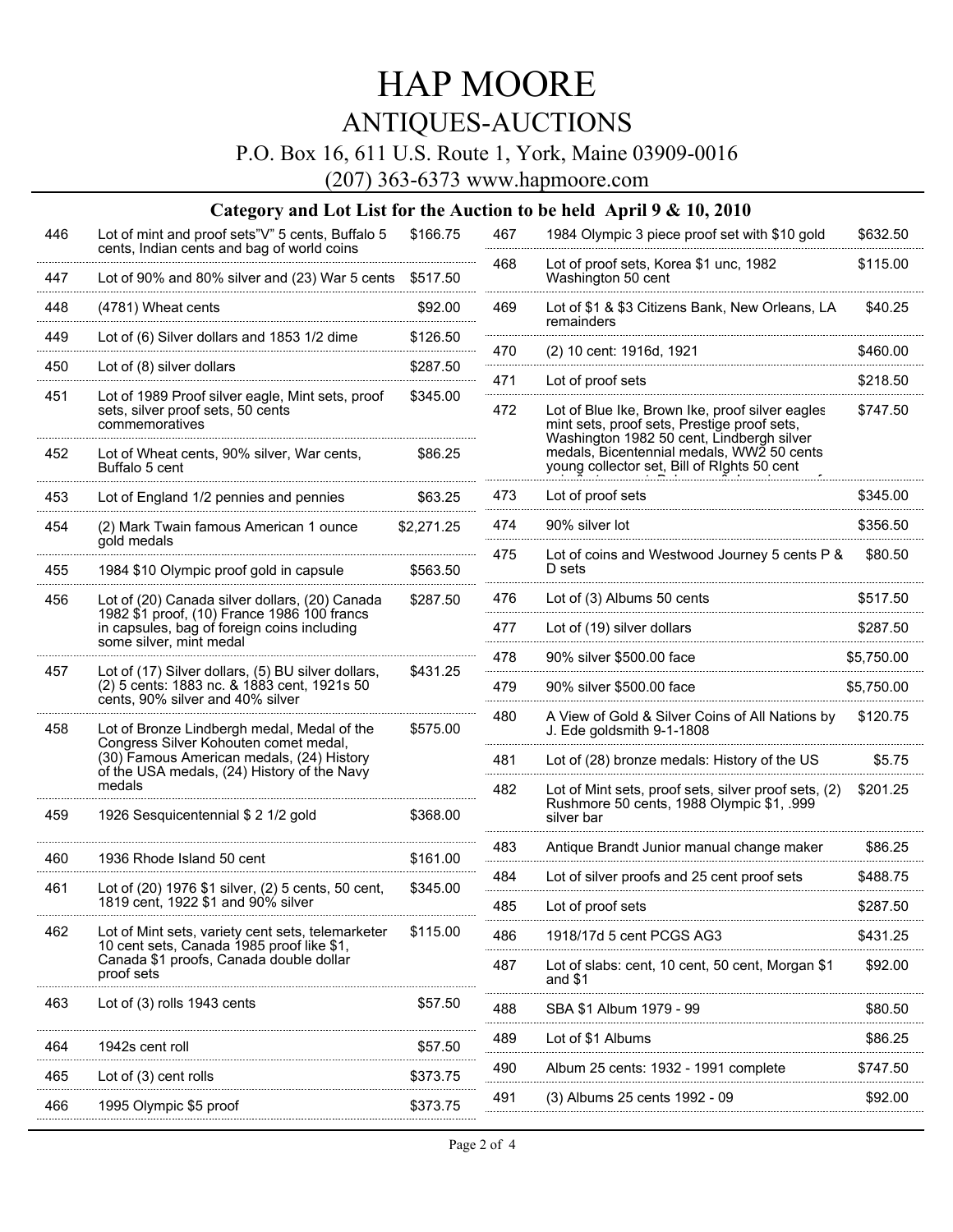# HAP MOORE

## ANTIQUES-AUCTIONS

P.O. Box 16, 611 U.S. Route 1, York, Maine 03909-0016

(207) 363-6373 www.hapmoore.com

### Category and Lot List for the Auction to be held April 9 & 10, 2010

| | | |
|---|---|---|
| 446 | Lot of mint and proof sets"V" 5 cents, Buffalo 5 cents, Indian cents and bag of world coins | $166.75 |
| 447 | Lot of 90% and 80% silver and (23) War 5 cents | $517.50 |
| 448 | (4781) Wheat cents | $92.00 |
| 449 | Lot of (6) Silver dollars and 1853 1/2 dime | $126.50 |
| 450 | Lot of (8) silver dollars | $287.50 |
| 451 | Lot of 1989 Proof silver eagle, Mint sets, proof sets, silver proof sets, 50 cents commemoratives | $345.00 |
| 452 | Lot of Wheat cents, 90% silver, War cents, Buffalo 5 cent | $86.25 |
| 453 | Lot of England 1/2 pennies and pennies | $63.25 |
| 454 | (2) Mark Twain famous American 1 ounce gold medals | $2,271.25 |
| 455 | 1984 $10 Olympic proof gold in capsule | $563.50 |
| 456 | Lot of (20) Canada silver dollars, (20) Canada 1982 $1 proof, (10) France 1986 100 francs in capsules, bag of foreign coins including some silver, mint medal | $287.50 |
| 457 | Lot of (17) Silver dollars, (5) BU silver dollars, (2) 5 cents: 1883 nc. & 1883 cent, 1921s 50 cents, 90% silver and 40% silver | $431.25 |
| 458 | Lot of Bronze Lindbergh medal, Medal of the Congress Silver Kohouten comet medal, (30) Famous American medals, (24) History of the USA medals, (24) History of the Navy medals | $575.00 |
| 459 | 1926 Sesquicentennial $ 2 1/2 gold | $368.00 |
| 460 | 1936 Rhode Island 50 cent | $161.00 |
| 461 | Lot of (20) 1976 $1 silver, (2) 5 cents, 50 cent, 1819 cent, 1922 $1 and 90% silver | $345.00 |
| 462 | Lot of Mint sets, variety cent sets, telemarketer 10 cent sets, Canada 1985 proof like $1, Canada $1 proofs, Canada double dollar proof sets | $115.00 |
| 463 | Lot of (3) rolls 1943 cents | $57.50 |
| 464 | 1942s cent roll | $57.50 |
| 465 | Lot of (3) cent rolls | $373.75 |
| 466 | 1995 Olympic $5 proof | $373.75 |
| 467 | 1984 Olympic 3 piece proof set with $10 gold | $632.50 |
| 468 | Lot of proof sets, Korea $1 unc, 1982 Washington 50 cent | $115.00 |
| 469 | Lot of $1 & $3 Citizens Bank, New Orleans, LA remainders | $40.25 |
| 470 | (2) 10 cent: 1916d, 1921 | $460.00 |
| 471 | Lot of proof sets | $218.50 |
| 472 | Lot of Blue Ike, Brown Ike, proof silver eagles mint sets, proof sets, Prestige proof sets, Washington 1982 50 cent, Lindbergh silver medals, Bicentennial medals, WW2 50 cents young collector set, Bill of RIghts 50 cent | $747.50 |
| 473 | Lot of proof sets | $345.00 |
| 474 | 90% silver lot | $356.50 |
| 475 | Lot of coins and Westwood Journey 5 cents P & D sets | $80.50 |
| 476 | Lot of (3) Albums 50 cents | $517.50 |
| 477 | Lot of (19) silver dollars | $287.50 |
| 478 | 90% silver $500.00 face | $5,750.00 |
| 479 | 90% silver $500.00 face | $5,750.00 |
| 480 | A View of Gold & Silver Coins of All Nations by J. Ede goldsmith 9-1-1808 | $120.75 |
| 481 | Lot of (28) bronze medals: History of the US | $5.75 |
| 482 | Lot of Mint sets, proof sets, silver proof sets, (2) Rushmore 50 cents, 1988 Olympic $1, .999 silver bar | $201.25 |
| 483 | Antique Brandt Junior manual change maker | $86.25 |
| 484 | Lot of silver proofs and 25 cent proof sets | $488.75 |
| 485 | Lot of proof sets | $287.50 |
| 486 | 1918/17d 5 cent PCGS AG3 | $431.25 |
| 487 | Lot of slabs: cent, 10 cent, 50 cent, Morgan $1 and $1 | $92.00 |
| 488 | SBA $1 Album 1979 - 99 | $80.50 |
| 489 | Lot of $1 Albums | $86.25 |
| 490 | Album 25 cents: 1932 - 1991 complete | $747.50 |
| 491 | (3) Albums 25 cents 1992 - 09 | $92.00 |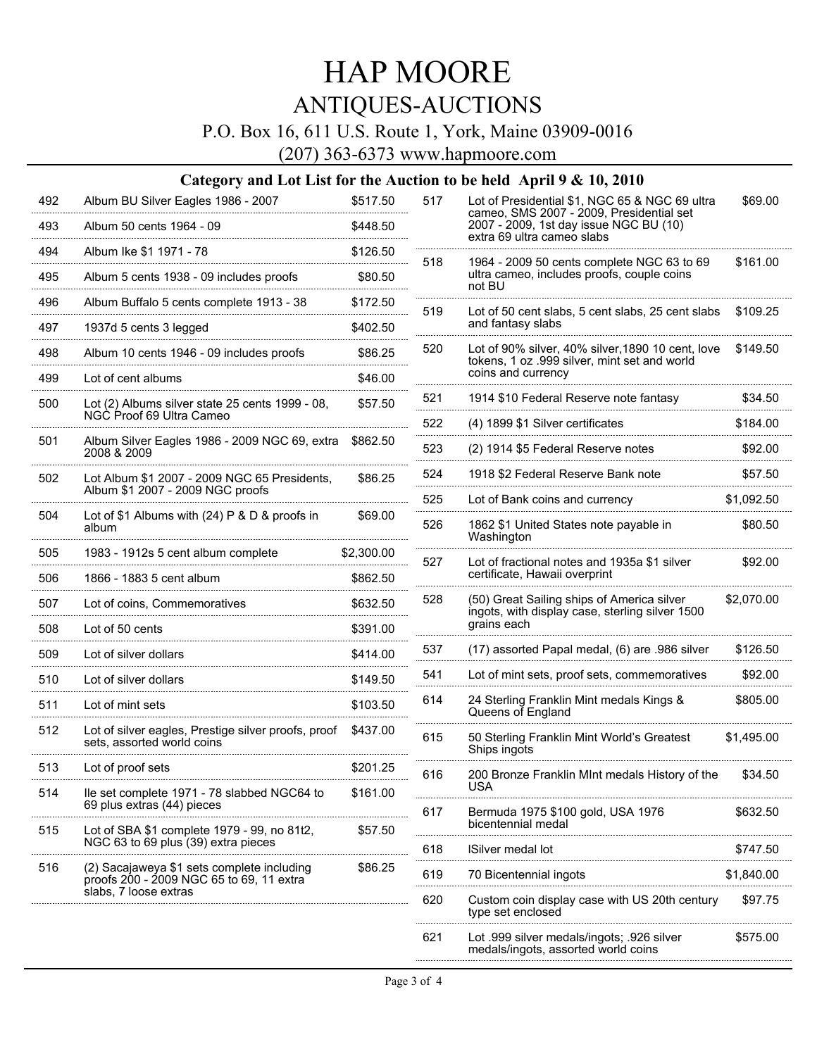# HAP MOORE

## ANTIQUES-AUCTIONS

P.O. Box 16, 611 U.S. Route 1, York, Maine 03909-0016

(207) 363-6373 www.hapmoore.com

### Category and Lot List for the Auction to be held April 9 & 10, 2010

| | | |
|---|---|---|
| 492 | Album BU Silver Eagles 1986 - 2007 | $517.50 |
| 493 | Album 50 cents 1964 - 09 | $448.50 |
| 494 | Album Ike $1 1971 - 78 | $126.50 |
| 495 | Album 5 cents 1938 - 09 includes proofs | $80.50 |
| 496 | Album Buffalo 5 cents complete 1913 - 38 | $172.50 |
| 497 | 1937d 5 cents 3 legged | $402.50 |
| 498 | Album 10 cents 1946 - 09 includes proofs | $86.25 |
| 499 | Lot of cent albums | $46.00 |
| 500 | Lot (2) Albums silver state 25 cents 1999 - 08, NGC Proof 69 Ultra Cameo | $57.50 |
| 501 | Album Silver Eagles 1986 - 2009 NGC 69, extra 2008 & 2009 | $862.50 |
| 502 | Lot Album $1 2007 - 2009 NGC 65 Presidents, Album $1 2007 - 2009 NGC proofs | $86.25 |
| 504 | Lot of $1 Albums with (24) P & D & proofs in album | $69.00 |
| 505 | 1983 - 1912s 5 cent album complete | $2,300.00 |
| 506 | 1866 - 1883 5 cent album | $862.50 |
| 507 | Lot of coins, Commemoratives | $632.50 |
| 508 | Lot of 50 cents | $391.00 |
| 509 | Lot of silver dollars | $414.00 |
| 510 | Lot of silver dollars | $149.50 |
| 511 | Lot of mint sets | $103.50 |
| 512 | Lot of silver eagles, Prestige silver proofs, proof sets, assorted world coins | $437.00 |
| 513 | Lot of proof sets | $201.25 |
| 514 | Ile set complete 1971 - 78 slabbed NGC64 to 69 plus extras (44) pieces | $161.00 |
| 515 | Lot of SBA $1 complete 1979 - 99, no 81t2, NGC 63 to 69 plus (39) extra pieces | $57.50 |
| 516 | (2) Sacajaweya $1 sets complete including proofs 200 - 2009 NGC 65 to 69, 11 extra slabs, 7 loose extras | $86.25 |
| 517 | Lot of Presidential $1, NGC 65 & NGC 69 ultra cameo, SMS 2007 - 2009, Presidential set 2007 - 2009, 1st day issue NGC BU (10) extra 69 ultra cameo slabs | $69.00 |
| 518 | 1964 - 2009 50 cents complete NGC 63 to 69 ultra cameo, includes proofs, couple coins not BU | $161.00 |
| 519 | Lot of 50 cent slabs, 5 cent slabs, 25 cent slabs and fantasy slabs | $109.25 |
| 520 | Lot of 90% silver, 40% silver,1890 10 cent, love tokens, 1 oz .999 silver, mint set and world coins and currency | $149.50 |
| 521 | 1914 $10 Federal Reserve note fantasy | $34.50 |
| 522 | (4) 1899 $1 Silver certificates | $184.00 |
| 523 | (2) 1914 $5 Federal Reserve notes | $92.00 |
| 524 | 1918 $2 Federal Reserve Bank note | $57.50 |
| 525 | Lot of Bank coins and currency | $1,092.50 |
| 526 | 1862 $1 United States note payable in Washington | $80.50 |
| 527 | Lot of fractional notes and 1935a $1 silver certificate, Hawaii overprint | $92.00 |
| 528 | (50) Great Sailing ships of America silver ingots, with display case, sterling silver 1500 grains each | $2,070.00 |
| 537 | (17) assorted Papal medal, (6) are .986 silver | $126.50 |
| 541 | Lot of mint sets, proof sets, commemoratives | $92.00 |
| 614 | 24 Sterling Franklin Mint medals Kings & Queens of England | $805.00 |
| 615 | 50 Sterling Franklin Mint World's Greatest Ships ingots | $1,495.00 |
| 616 | 200 Bronze Franklin MInt medals History of the USA | $34.50 |
| 617 | Bermuda 1975 $100 gold, USA 1976 bicentennial medal | $632.50 |
| 618 | lSilver medal lot | $747.50 |
| 619 | 70 Bicentennial ingots | $1,840.00 |
| 620 | Custom coin display case with US 20th century type set enclosed | $97.75 |
| 621 | Lot .999 silver medals/ingots; .926 silver medals/ingots, assorted world coins | $575.00 |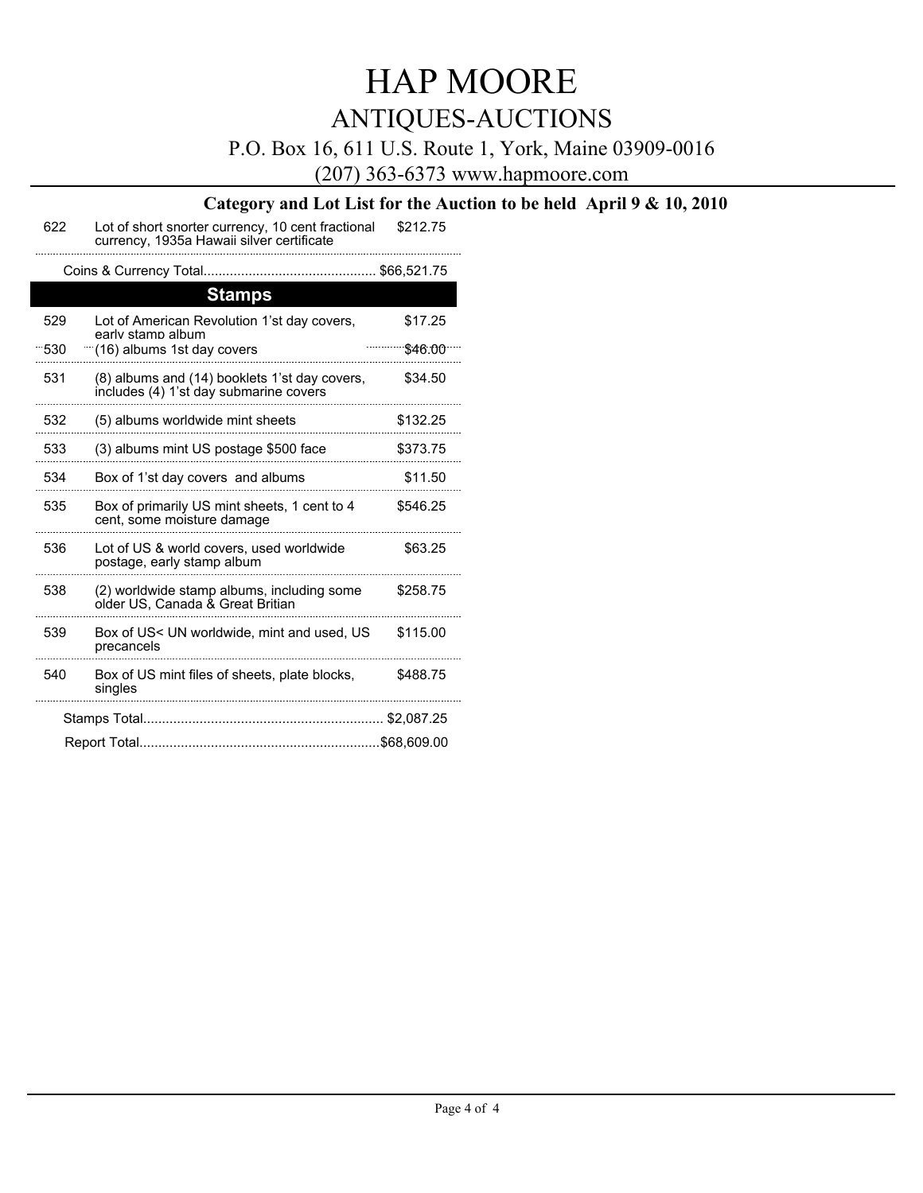# HAP MOORE

## ANTIQUES-AUCTIONS

P.O. Box 16, 611 U.S. Route 1, York, Maine 03909-0016

(207) 363-6373 www.hapmoore.com

### Category and Lot List for the Auction to be held April 9 & 10, 2010

| | | |
|---|---|---|
| 622 | Lot of short snorter currency, 10 cent fractional currency, 1935a Hawaii silver certificate | $212.75 |

Coins & Currency Total............................................ $66,521.75

## Stamps

| | | |
|---|---|---|
| 529 | Lot of American Revolution 1'st day covers, early stamp album | $17.25 |
| 530 | (16) albums 1st day covers | $46.00 |
| 531 | (8) albums and (14) booklets 1'st day covers, includes (4) 1'st day submarine covers | $34.50 |
| 532 | (5) albums worldwide mint sheets | $132.25 |
| 533 | (3) albums mint US postage $500 face | $373.75 |
| 534 | Box of 1'st day covers and albums | $11.50 |
| 535 | Box of primarily US mint sheets, 1 cent to 4 cent, some moisture damage | $546.25 |
| 536 | Lot of US & world covers, used worldwide postage, early stamp album | $63.25 |
| 538 | (2) worldwide stamp albums, including some older US, Canada & Great Britian | $258.75 |
| 539 | Box of US< UN worldwide, mint and used, US precancels | $115.00 |
| 540 | Box of US mint files of sheets, plate blocks, singles | $488.75 |

Stamps Total............................................................ $2,087.25

Report Total............................................................$68,609.00